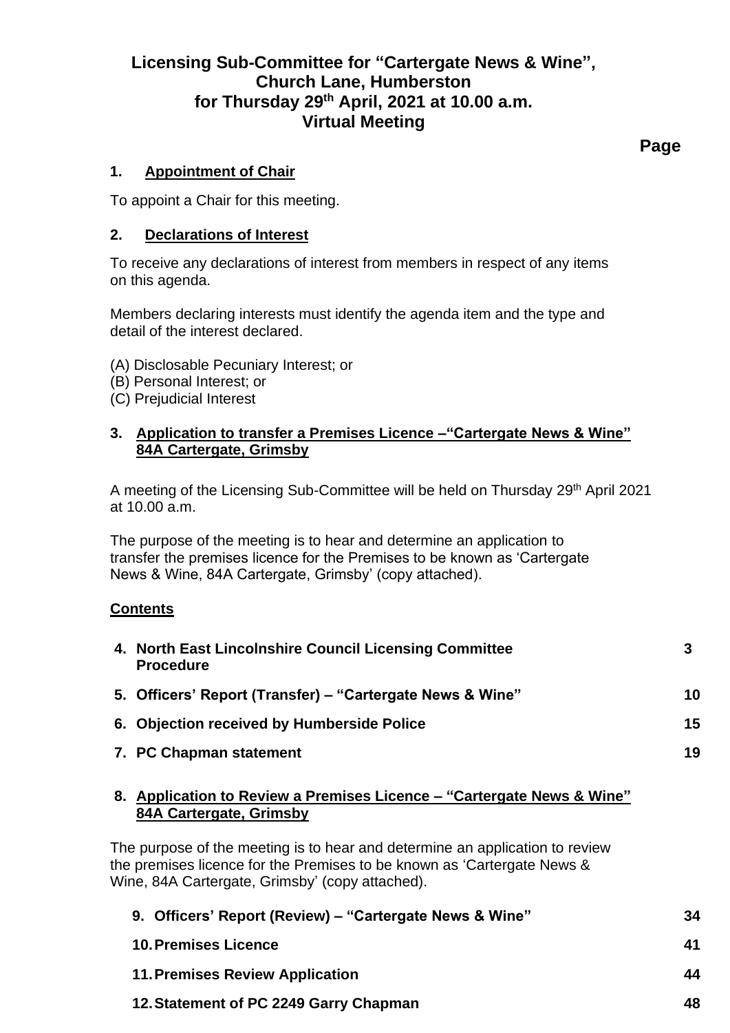# Licensing Sub-Committee for "Cartergate News & Wine", Church Lane, Humberston for Thursday 29th April, 2021 at 10.00 a.m. Virtual Meeting

**Page**

## 1. Appointment of Chair

To appoint a Chair for this meeting.

## 2. Declarations of Interest

To receive any declarations of interest from members in respect of any items on this agenda.

Members declaring interests must identify the agenda item and the type and detail of the interest declared.

(A) Disclosable Pecuniary Interest; or
(B) Personal Interest; or
(C) Prejudicial Interest

## 3. Application to transfer a Premises Licence –"Cartergate News & Wine" 84A Cartergate, Grimsby

A meeting of the Licensing Sub-Committee will be held on Thursday 29th April 2021 at 10.00 a.m.

The purpose of the meeting is to hear and determine an application to transfer the premises licence for the Premises to be known as 'Cartergate News & Wine, 84A Cartergate, Grimsby' (copy attached).

**Contents**

| Item | Page |
|---|---|
| **4. North East Lincolnshire Council Licensing Committee Procedure** | **3** |
| **5. Officers' Report (Transfer) – "Cartergate News & Wine"** | **10** |
| **6. Objection received by Humberside Police** | **15** |
| **7. PC Chapman statement** | **19** |

## 8. Application to Review a Premises Licence – "Cartergate News & Wine" 84A Cartergate, Grimsby

The purpose of the meeting is to hear and determine an application to review the premises licence for the Premises to be known as 'Cartergate News & Wine, 84A Cartergate, Grimsby' (copy attached).

| Item | Page |
|---|---|
| **9. Officers' Report (Review) – "Cartergate News & Wine"** | **34** |
| **10. Premises Licence** | **41** |
| **11. Premises Review Application** | **44** |
| **12. Statement of PC 2249 Garry Chapman** | **48** |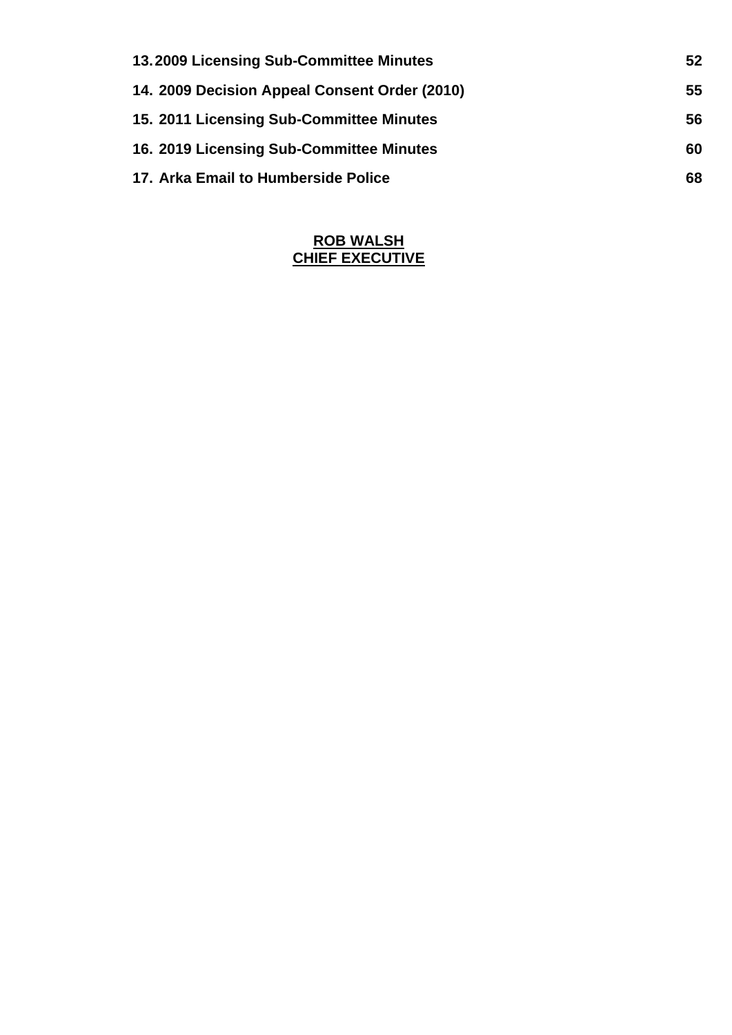| | |
|---|---|
| **13. 2009 Licensing Sub-Committee Minutes** | **52** |
| **14. 2009 Decision Appeal Consent Order (2010)** | **55** |
| **15. 2011 Licensing Sub-Committee Minutes** | **56** |
| **16. 2019 Licensing Sub-Committee Minutes** | **60** |
| **17. Arka Email to Humberside Police** | **68** |

**ROB WALSH**
**CHIEF EXECUTIVE**